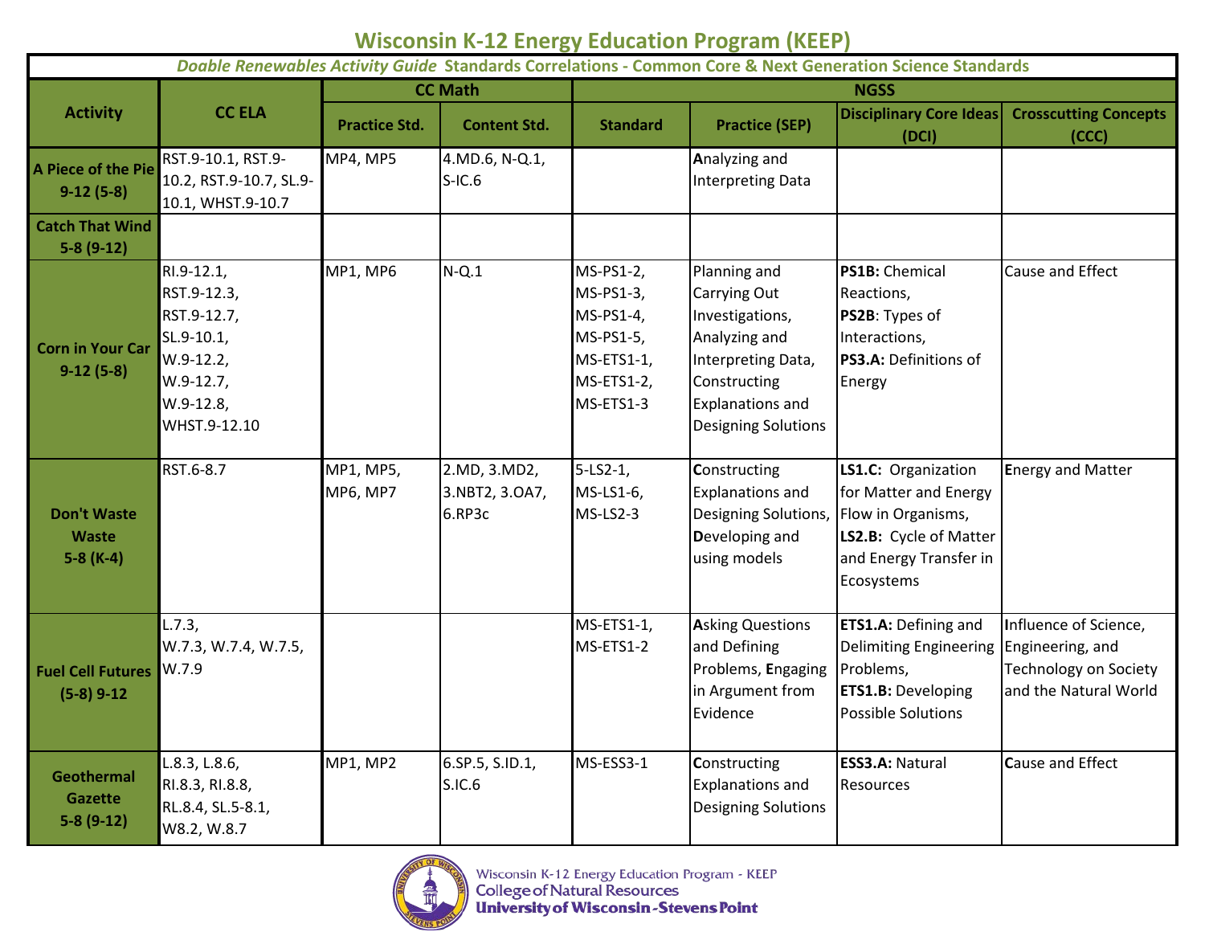# Wisconsin K-12 Energy Education Program (KEEP)

| *Doable Renewables Activity Guide* Standards Correlations - Common Core & Next Generation Science Standards | | | | | | | |
|---|---|---|---|---|---|---|---|
| **Activity** | **CC ELA** | **CC Math** | | **NGSS** | | | |
| | | **Practice Std.** | **Content Std.** | **Standard** | **Practice (SEP)** | **Disciplinary Core Ideas (DCI)** | **Crosscutting Concepts (CCC)** |
| **A Piece of the Pie 9-12 (5-8)** | RST.9-10.1, RST.9-10.2, RST.9-10.7, SL.9-10.1, WHST.9-10.7 | MP4, MP5 | 4.MD.6, N-Q.1, S-IC.6 | | **A**nalyzing and Interpreting Data | | |
| **Catch That Wind 5-8 (9-12)** | | | | | | | |
| **Corn in Your Car 9-12 (5-8)** | RI.9-12.1, RST.9-12.3, RST.9-12.7, SL.9-10.1, W.9-12.2, W.9-12.7, W.9-12.8, WHST.9-12.10 | MP1, MP6 | N-Q.1 | MS-PS1-2, MS-PS1-3, MS-PS1-4, MS-PS1-5, MS-ETS1-1, MS-ETS1-2, MS-ETS1-3 | Planning and Carrying Out Investigations, Analyzing and Interpreting Data, Constructing Explanations and Designing Solutions | **PS1B**: Chemical Reactions, **PS2B**: Types of Interactions, **PS3.A**: Definitions of Energy | Cause and Effect |
| **Don't Waste Waste 5-8 (K-4)** | RST.6-8.7 | MP1, MP5, MP6, MP7 | 2.MD, 3.MD2, 3.NBT2, 3.OA7, 6.RP3c | 5-LS2-1, MS-LS1-6, MS-LS2-3 | **C**onstructing Explanations and Designing Solutions, **D**eveloping and using models | **LS1.C:** Organization for Matter and Energy Flow in Organisms, **LS2.B:** Cycle of Matter and Energy Transfer in Ecosystems | **E**nergy and Matter |
| **Fuel Cell Futures (5-8) 9-12** | L.7.3, W.7.3, W.7.4, W.7.5, W.7.9 | | | MS-ETS1-1, MS-ETS1-2 | **A**sking Questions and Defining Problems, **E**ngaging in Argument from Evidence | **ETS1.A:** Defining and Delimiting Engineering Problems, **ETS1.B:** Developing Possible Solutions | **I**nfluence of Science, Engineering, and Technology on Society and the Natural World |
| **Geothermal Gazette 5-8 (9-12)** | L.8.3, L.8.6, RI.8.3, RI.8.8, RL.8.4, SL.5-8.1, W8.2, W.8.7 | MP1, MP2 | 6.SP.5, S.ID.1, S.IC.6 | MS-ESS3-1 | **C**onstructing Explanations and Designing Solutions | **ESS3.A:** Natural Resources | **C**ause and Effect |

Wisconsin K-12 Energy Education Program - KEEP
College of Natural Resources
University of Wisconsin-Stevens Point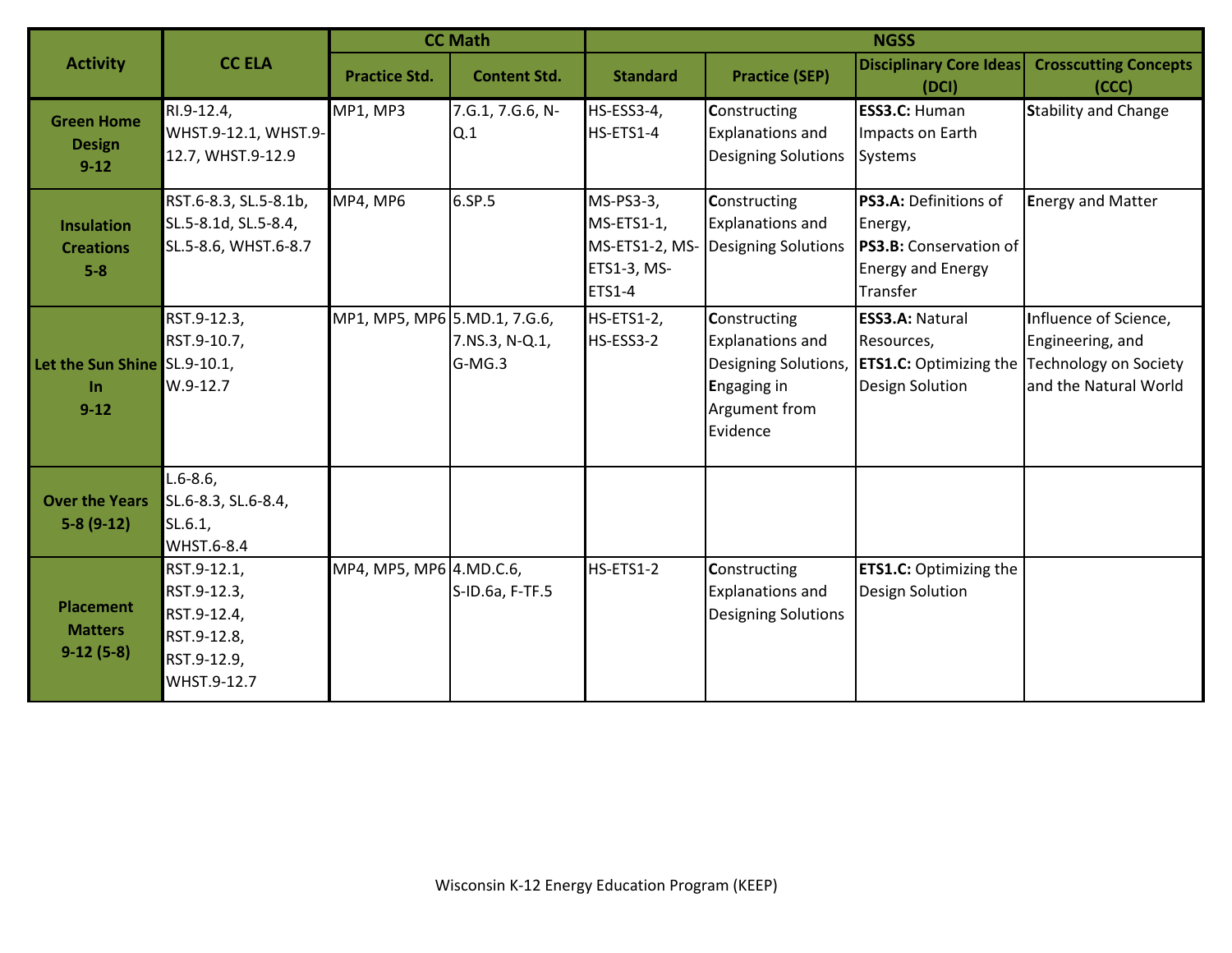| Activity | CC ELA | CC Math | | NGSS | | | |
|---|---|---|---|---|---|---|---|
| | | Practice Std. | Content Std. | Standard | Practice (SEP) | Disciplinary Core Ideas (DCI) | Crosscutting Concepts (CCC) |
| **Green Home Design 9-12** | RI.9-12.4, WHST.9-12.1, WHST.9-12.7, WHST.9-12.9 | MP1, MP3 | 7.G.1, 7.G.6, N-Q.1 | HS-ESS3-4, HS-ETS1-4 | **C**onstructing Explanations and Designing Solutions | **ESS3.C:** Human Impacts on Earth Systems | **S**tability and Change |
| **Insulation Creations 5-8** | RST.6-8.3, SL.5-8.1b, SL.5-8.1d, SL.5-8.4, SL.5-8.6, WHST.6-8.7 | MP4, MP6 | 6.SP.5 | MS-PS3-3, MS-ETS1-1, MS-ETS1-2, MS-ETS1-3, MS-ETS1-4 | **C**onstructing Explanations and Designing Solutions | **PS3.A:** Definitions of Energy, **PS3.B:** Conservation of Energy and Energy Transfer | **E**nergy and Matter |
| **Let the Sun Shine In 9-12** | RST.9-12.3, RST.9-10.7, SL.9-10.1, W.9-12.7 | MP1, MP5, MP6 | 5.MD.1, 7.G.6, 7.NS.3, N-Q.1, G-MG.3 | HS-ETS1-2, HS-ESS3-2 | **C**onstructing Explanations and Designing Solutions, **E**ngaging in Argument from Evidence | **ESS3.A:** Natural Resources, **ETS1.C:** Optimizing the Design Solution | **I**nfluence of Science, Engineering, and Technology on Society and the Natural World |
| **Over the Years 5-8 (9-12)** | L.6-8.6, SL.6-8.3, SL.6-8.4, SL.6.1, WHST.6-8.4 | | | | | | |
| **Placement Matters 9-12 (5-8)** | RST.9-12.1, RST.9-12.3, RST.9-12.4, RST.9-12.8, RST.9-12.9, WHST.9-12.7 | MP4, MP5, MP6 | 4.MD.C.6, S-ID.6a, F-TF.5 | HS-ETS1-2 | **C**onstructing Explanations and Designing Solutions | **ETS1.C:** Optimizing the Design Solution | |

Wisconsin K-12 Energy Education Program (KEEP)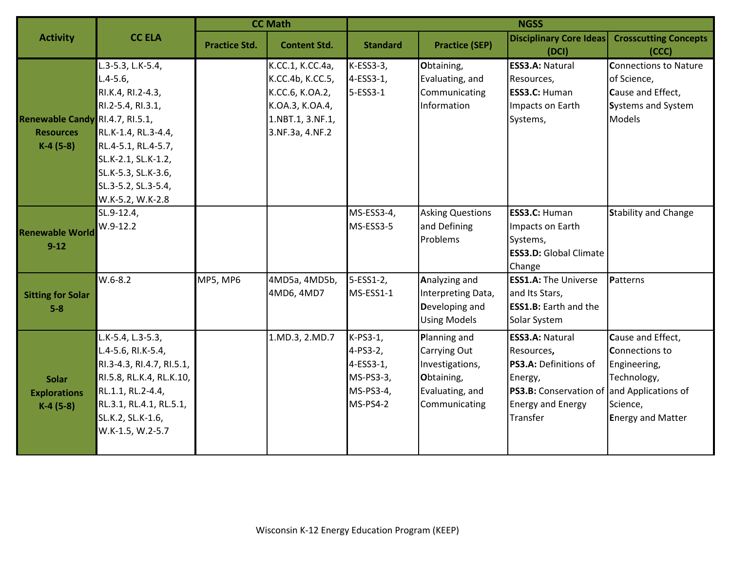| Activity | CC ELA | CC Math | | NGSS | | | |
|---|---|---|---|---|---|---|---|
| | | Practice Std. | Content Std. | Standard | Practice (SEP) | Disciplinary Core Ideas (DCI) | Crosscutting Concepts (CCC) |
| **Renewable Candy Resources K-4 (5-8)** | L.3-5.3, L.K-5.4, L.4-5.6, RI.K.4, RI.2-4.3, RI.2-5.4, RI.3.1, RI.4.7, RI.5.1, RL.K-1.4, RL.3-4.4, RL.4-5.1, RL.4-5.7, SL.K-2.1, SL.K-1.2, SL.K-5.3, SL.K-3.6, SL.3-5.2, SL.3-5.4, W.K-5.2, W.K-2.8 | | K.CC.1, K.CC.4a, K.CC.4b, K.CC.5, K.CC.6, K.OA.2, K.OA.3, K.OA.4, 1.NBT.1, 3.NF.1, 3.NF.3a, 4.NF.2 | K-ESS3-3, 4-ESS3-1, 5-ESS3-1 | **O**btaining, Evaluating, and Communicating Information | **ESS3.A:** Natural Resources, **ESS3.C:** Human Impacts on Earth Systems, | **C**onnections to Nature of Science, **C**ause and Effect, **S**ystems and System Models |
| **Renewable World 9-12** | SL.9-12.4, W.9-12.2 | | | MS-ESS3-4, MS-ESS3-5 | Asking Questions and Defining Problems | **ESS3.C:** Human Impacts on Earth Systems, **ESS3.D:** Global Climate Change | **S**tability and Change |
| **Sitting for Solar 5-8** | W.6-8.2 | MP5, MP6 | 4MD5a, 4MD5b, 4MD6, 4MD7 | 5-ESS1-2, MS-ESS1-1 | **A**nalyzing and Interpreting Data, **D**eveloping and Using Models | **ESS1.A:** The Universe and Its Stars, **ESS1.B:** Earth and the Solar System | **P**atterns |
| **Solar Explorations K-4 (5-8)** | L.K-5.4, L.3-5.3, L.4-5.6, RI.K-5.4, RI.3-4.3, RI.4.7, RI.5.1, RI.5.8, RL.K.4, RL.K.10, RL.1.1, RL.2-4.4, RL.3.1, RL.4.1, RL.5.1, SL.K.2, SL.K-1.6, W.K-1.5, W.2-5.7 | | 1.MD.3, 2.MD.7 | K-PS3-1, 4-PS3-2, 4-ESS3-1, MS-PS3-3, MS-PS3-4, MS-PS4-2 | **P**lanning and Carrying Out Investigations, **O**btaining, Evaluating, and Communicating | **ESS3.A:** Natural Resources**,** **PS3.A:** Definitions of Energy, **PS3.B:** Conservation of Energy and Energy Transfer | **C**ause and Effect, **C**onnections to Engineering, Technology, and Applications of Science, **E**nergy and Matter |

Wisconsin K-12 Energy Education Program (KEEP)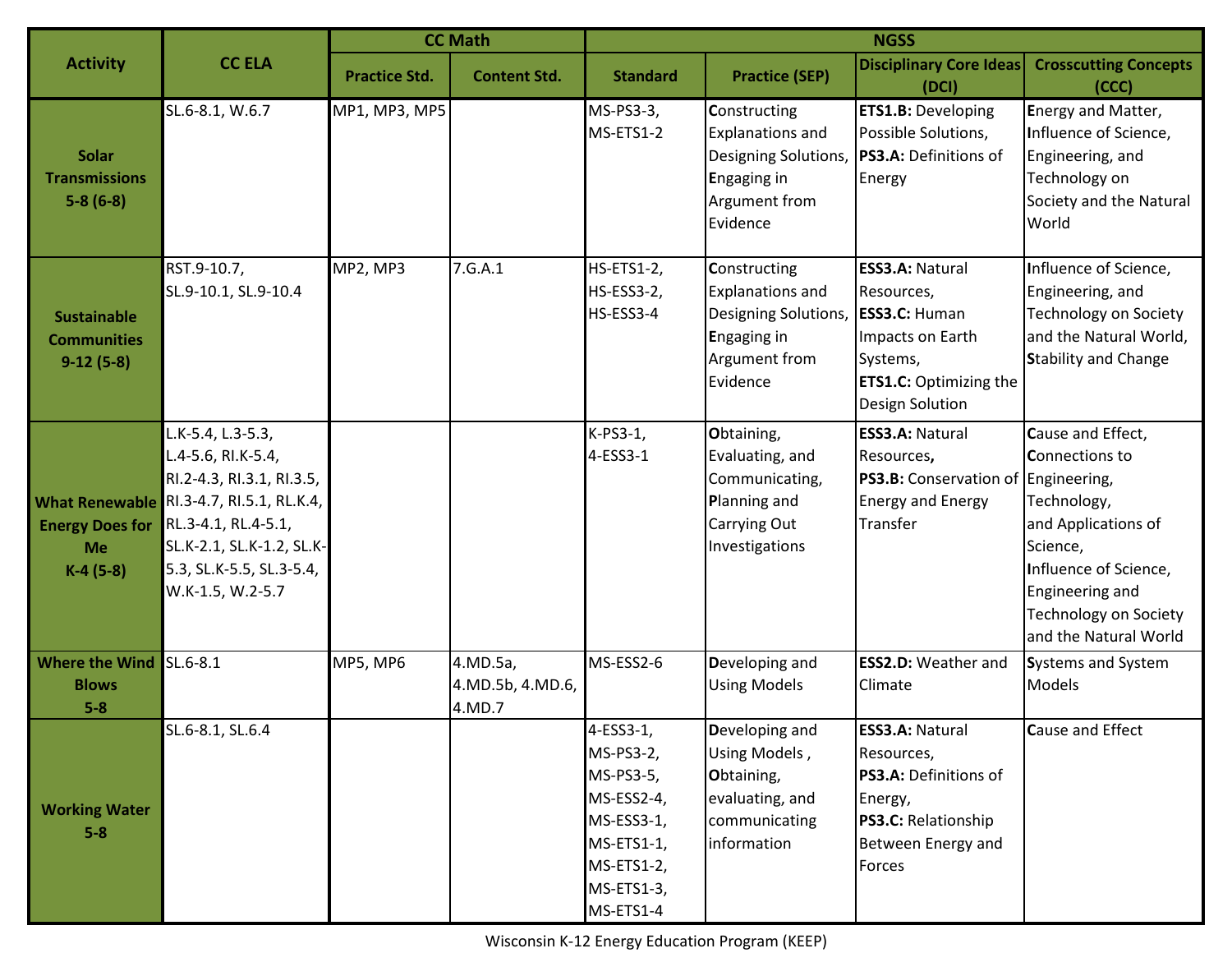| Activity | CC ELA | CC Math | | NGSS | | | |
|---|---|---|---|---|---|---|---|
| | | Practice Std. | Content Std. | Standard | Practice (SEP) | Disciplinary Core Ideas (DCI) | Crosscutting Concepts (CCC) |
| **Solar Transmissions 5-8 (6-8)** | SL.6-8.1, W.6.7 | MP1, MP3, MP5 | | MS-PS3-3, MS-ETS1-2 | **C**onstructing Explanations and Designing Solutions, **E**ngaging in Argument from Evidence | **ETS1.B:** Developing Possible Solutions, **PS3.A:** Definitions of Energy | **E**nergy and Matter, **I**nfluence of Science, Engineering, and Technology on Society and the Natural World |
| **Sustainable Communities 9-12 (5-8)** | RST.9-10.7, SL.9-10.1, SL.9-10.4 | MP2, MP3 | 7.G.A.1 | HS-ETS1-2, HS-ESS3-2, HS-ESS3-4 | **C**onstructing Explanations and Designing Solutions, **E**ngaging in Argument from Evidence | **ESS3.A:** Natural Resources, **ESS3.C:** Human Impacts on Earth Systems, **ETS1.C:** Optimizing the Design Solution | **I**nfluence of Science, Engineering, and Technology on Society and the Natural World, **S**tability and Change |
| **What Renewable Energy Does for Me K-4 (5-8)** | L.K-5.4, L.3-5.3, L.4-5.6, RI.K-5.4, RI.2-4.3, RI.3.1, RI.3.5, RI.3-4.7, RI.5.1, RL.K.4, RL.3-4.1, RL.4-5.1, SL.K-2.1, SL.K-1.2, SL.K-5.3, SL.K-5.5, SL.3-5.4, W.K-1.5, W.2-5.7 | | | K-PS3-1, 4-ESS3-1 | **O**btaining, Evaluating, and Communicating, **P**lanning and Carrying Out Investigations | **ESS3.A:** Natural Resources**,** **PS3.B:** Conservation of Energy and Energy Transfer | **C**ause and Effect, **C**onnections to Engineering, Technology, and Applications of Science, **I**nfluence of Science, Engineering and Technology on Society and the Natural World |
| **Where the Wind Blows 5-8** | SL.6-8.1 | MP5, MP6 | 4.MD.5a, 4.MD.5b, 4.MD.6, 4.MD.7 | MS-ESS2-6 | **D**eveloping and Using Models | **ESS2.D:** Weather and Climate | **S**ystems and System Models |
| **Working Water 5-8** | SL.6-8.1, SL.6.4 | | | 4-ESS3-1, MS-PS3-2, MS-PS3-5, MS-ESS2-4, MS-ESS3-1, MS-ETS1-1, MS-ETS1-2, MS-ETS1-3, MS-ETS1-4 | **D**eveloping and Using Models , **O**btaining, evaluating, and communicating information | **ESS3.A:** Natural Resources, **PS3.A:** Definitions of Energy, **PS3.C:** Relationship Between Energy and Forces | **C**ause and Effect |

Wisconsin K-12 Energy Education Program (KEEP)